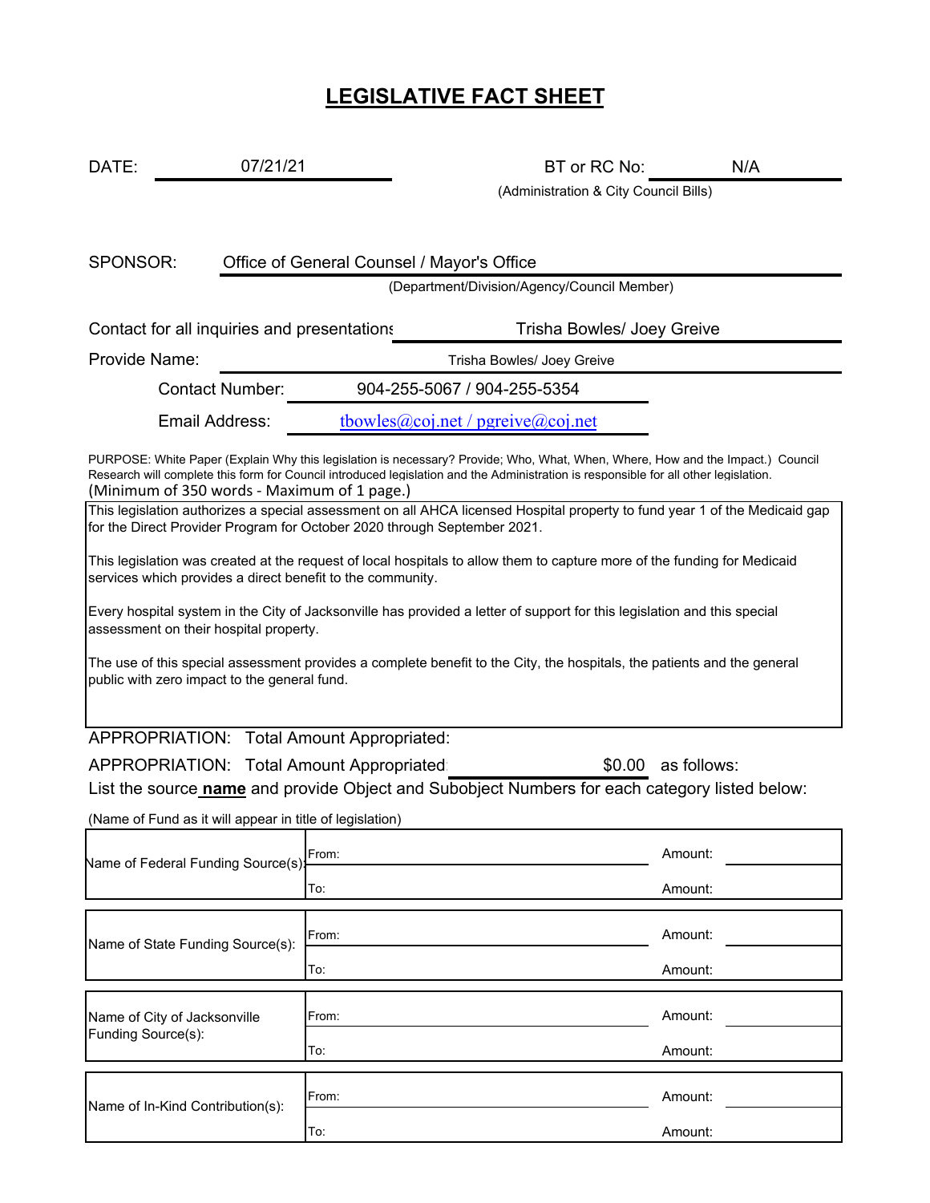# LEGISLATIVE FACT SHEET

DATE: 07/21/21

BT or RC No: N/A
(Administration & City Council Bills)

SPONSOR: Office of General Counsel / Mayor's Office
(Department/Division/Agency/Council Member)

Contact for all inquiries and presentations: Trisha Bowles/ Joey Greive

Provide Name: Trisha Bowles/ Joey Greive

Contact Number: 904-255-5067 / 904-255-5354

Email Address: tbowles@coj.net / pgreive@coj.net

PURPOSE: White Paper (Explain Why this legislation is necessary? Provide; Who, What, When, Where, How and the Impact.) Council Research will complete this form for Council introduced legislation and the Administration is responsible for all other legislation.
(Minimum of 350 words - Maximum of 1 page.)

This legislation authorizes a special assessment on all AHCA licensed Hospital property to fund year 1 of the Medicaid gap for the Direct Provider Program for October 2020 through September 2021.

This legislation was created at the request of local hospitals to allow them to capture more of the funding for Medicaid services which provides a direct benefit to the community.

Every hospital system in the City of Jacksonville has provided a letter of support for this legislation and this special assessment on their hospital property.

The use of this special assessment provides a complete benefit to the City, the hospitals, the patients and the general public with zero impact to the general fund.

APPROPRIATION: Total Amount Appropriated:

APPROPRIATION: Total Amount Appropriated: $0.00 as follows:

List the source **name** and provide Object and Subobject Numbers for each category listed below:

(Name of Fund as it will appear in title of legislation)

| | | |
|---|---|---|
| Name of Federal Funding Source(s): | From: | Amount: |
| | To: | Amount: |
| Name of State Funding Source(s): | From: | Amount: |
| | To: | Amount: |
| Name of City of Jacksonville Funding Source(s): | From: | Amount: |
| | To: | Amount: |
| Name of In-Kind Contribution(s): | From: | Amount: |
| | To: | Amount: |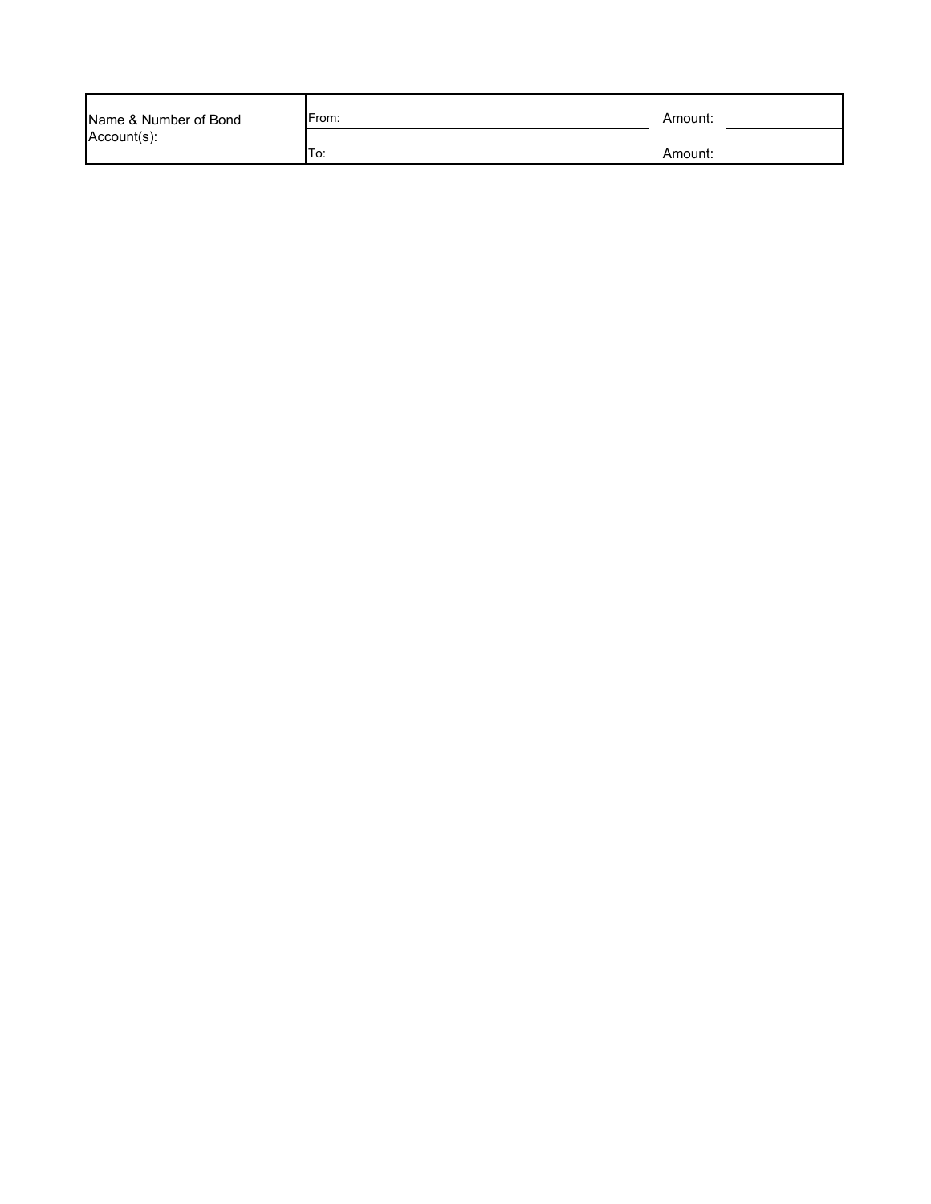| Name & Number of Bond Account(s): | From: | Amount: |
| --- | --- | --- |
| | To: | Amount: |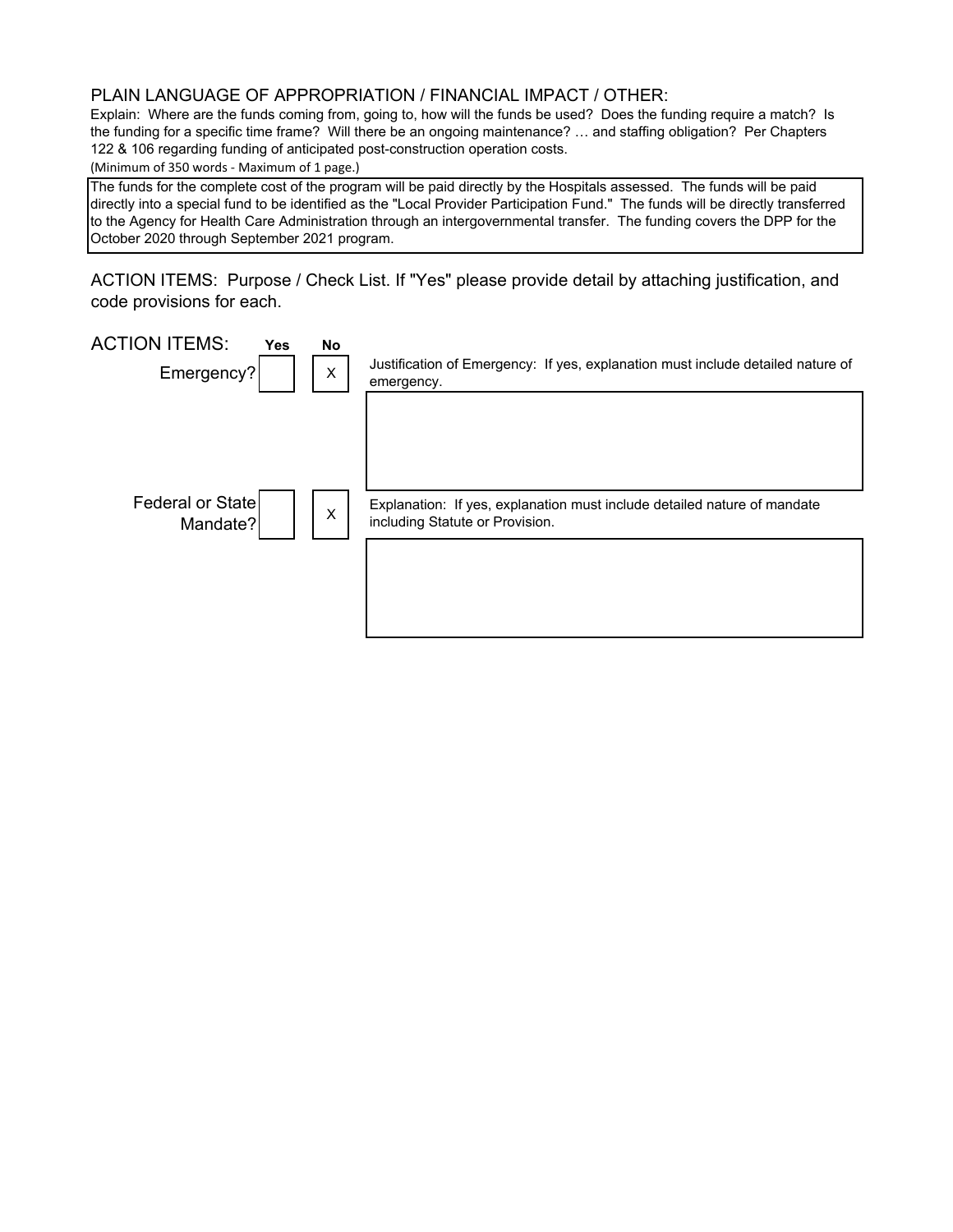## PLAIN LANGUAGE OF APPROPRIATION / FINANCIAL IMPACT / OTHER:

Explain: Where are the funds coming from, going to, how will the funds be used? Does the funding require a match? Is the funding for a specific time frame? Will there be an ongoing maintenance? … and staffing obligation? Per Chapters 122 & 106 regarding funding of anticipated post-construction operation costs.

(Minimum of 350 words - Maximum of 1 page.)

The funds for the complete cost of the program will be paid directly by the Hospitals assessed. The funds will be paid directly into a special fund to be identified as the "Local Provider Participation Fund." The funds will be directly transferred to the Agency for Health Care Administration through an intergovernmental transfer. The funding covers the DPP for the October 2020 through September 2021 program.

## ACTION ITEMS: Purpose / Check List. If "Yes" please provide detail by attaching justification, and code provisions for each.

| ACTION ITEMS: | Yes | No | |
|---|---|---|---|
| Emergency? | | X | Justification of Emergency: If yes, explanation must include detailed nature of emergency. |
| Federal or State Mandate? | | X | Explanation: If yes, explanation must include detailed nature of mandate including Statute or Provision. |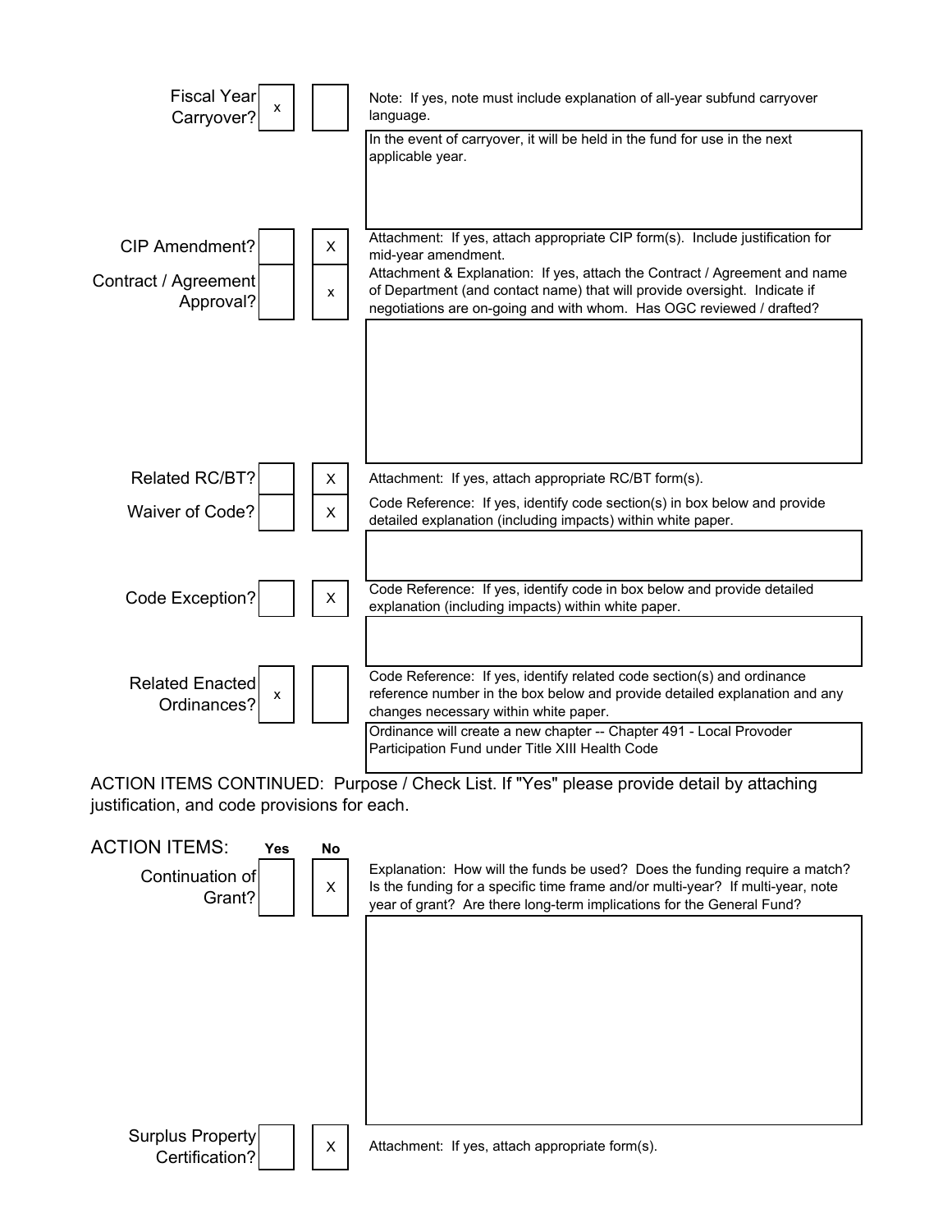| Item | Yes | No | Notes |
| --- | --- | --- | --- |
| Fiscal Year Carryover? | x | | Note: If yes, note must include explanation of all-year subfund carryover language. |
| | | | In the event of carryover, it will be held in the fund for use in the next applicable year. |
| CIP Amendment? | | X | Attachment: If yes, attach appropriate CIP form(s). Include justification for mid-year amendment. |
| Contract / Agreement Approval? | | x | Attachment & Explanation: If yes, attach the Contract / Agreement and name of Department (and contact name) that will provide oversight. Indicate if negotiations are on-going and with whom. Has OGC reviewed / drafted? |
| | | | |
| Related RC/BT? | | X | Attachment: If yes, attach appropriate RC/BT form(s). |
| Waiver of Code? | | X | Code Reference: If yes, identify code section(s) in box below and provide detailed explanation (including impacts) within white paper. |
| | | | |
| Code Exception? | | X | Code Reference: If yes, identify code in box below and provide detailed explanation (including impacts) within white paper. |
| | | | |
| Related Enacted Ordinances? | x | | Code Reference: If yes, identify related code section(s) and ordinance reference number in the box below and provide detailed explanation and any changes necessary within white paper. |
| | | | Ordinance will create a new chapter -- Chapter 491 - Local Provoder Participation Fund under Title XIII Health Code |

ACTION ITEMS CONTINUED: Purpose / Check List. If "Yes" please provide detail by attaching justification, and code provisions for each.

| ACTION ITEMS: | Yes | No | |
| --- | --- | --- | --- |
| Continuation of Grant? | | X | Explanation: How will the funds be used? Does the funding require a match? Is the funding for a specific time frame and/or multi-year? If multi-year, note year of grant? Are there long-term implications for the General Fund? |
| | | | |
| Surplus Property Certification? | | X | Attachment: If yes, attach appropriate form(s). |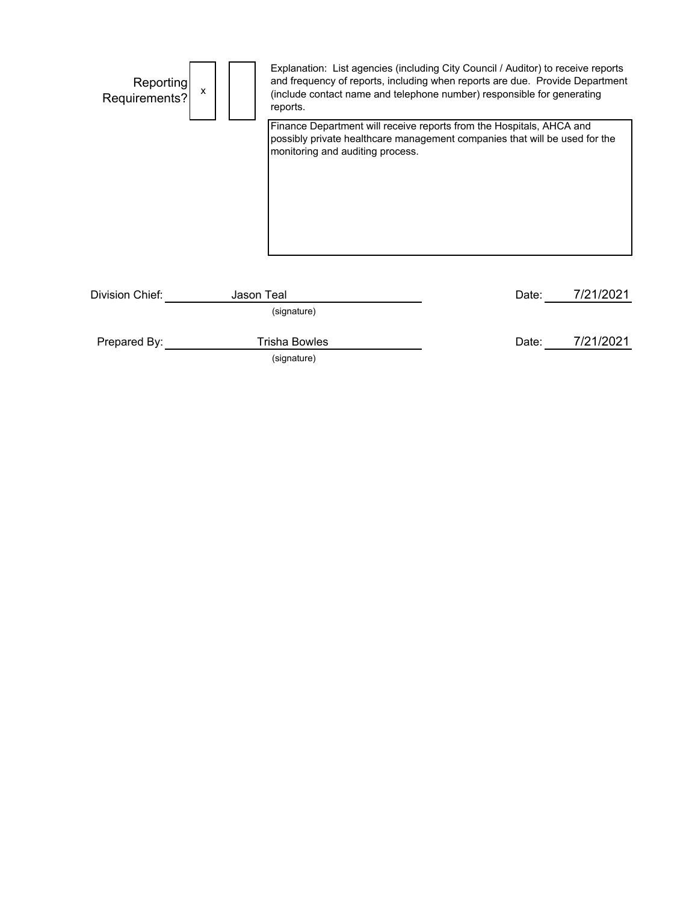Reporting Requirements? | x | |

Explanation: List agencies (including City Council / Auditor) to receive reports and frequency of reports, including when reports are due. Provide Department (include contact name and telephone number) responsible for generating reports.

Finance Department will receive reports from the Hospitals, AHCA and possibly private healthcare management companies that will be used for the monitoring and auditing process.

Division Chief: Jason Teal (signature) Date: 7/21/2021

Prepared By: Trisha Bowles (signature) Date: 7/21/2021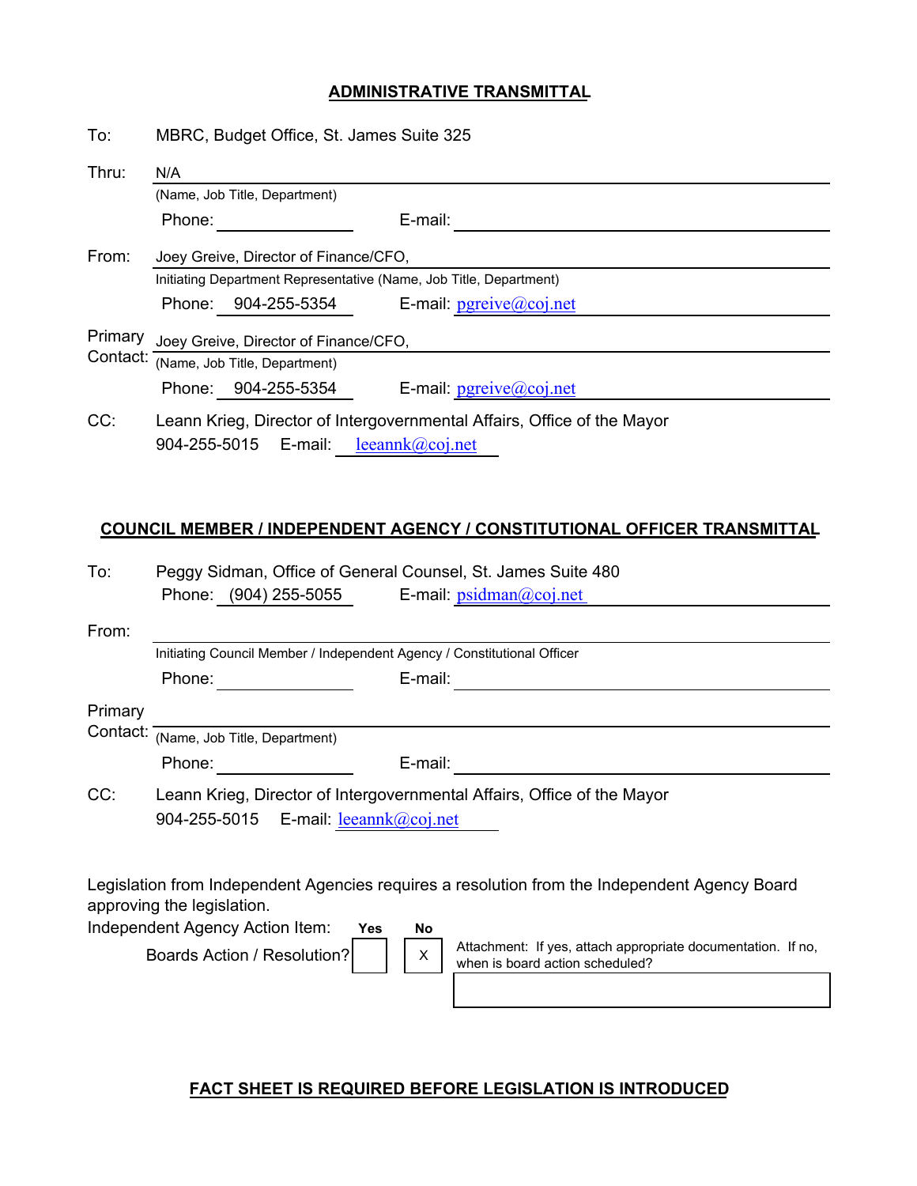## ADMINISTRATIVE TRANSMITTAL

To: MBRC, Budget Office, St. James Suite 325

Thru: N/A

(Name, Job Title, Department)

Phone: E-mail:

From: Joey Greive, Director of Finance/CFO,

Initiating Department Representative (Name, Job Title, Department)

Phone: 904-255-5354 E-mail: pgreive@coj.net

Primary Contact: Joey Greive, Director of Finance/CFO,

(Name, Job Title, Department)

Phone: 904-255-5354 E-mail: pgreive@coj.net

CC: Leann Krieg, Director of Intergovernmental Affairs, Office of the Mayor

904-255-5015 E-mail: leeannk@coj.net

## COUNCIL MEMBER / INDEPENDENT AGENCY / CONSTITUTIONAL OFFICER TRANSMITTAL

To: Peggy Sidman, Office of General Counsel, St. James Suite 480

Phone: (904) 255-5055 E-mail: psidman@coj.net

From:

Initiating Council Member / Independent Agency / Constitutional Officer

Phone: E-mail:

Primary Contact:

(Name, Job Title, Department)

Phone: E-mail:

CC: Leann Krieg, Director of Intergovernmental Affairs, Office of the Mayor

904-255-5015 E-mail: leeannk@coj.net

Legislation from Independent Agencies requires a resolution from the Independent Agency Board approving the legislation.

Independent Agency Action Item:

| | Yes | No | Attachment: If yes, attach appropriate documentation. If no, when is board action scheduled? |
|---|---|---|---|
| Boards Action / Resolution? | | X | |

**FACT SHEET IS REQUIRED BEFORE LEGISLATION IS INTRODUCED**